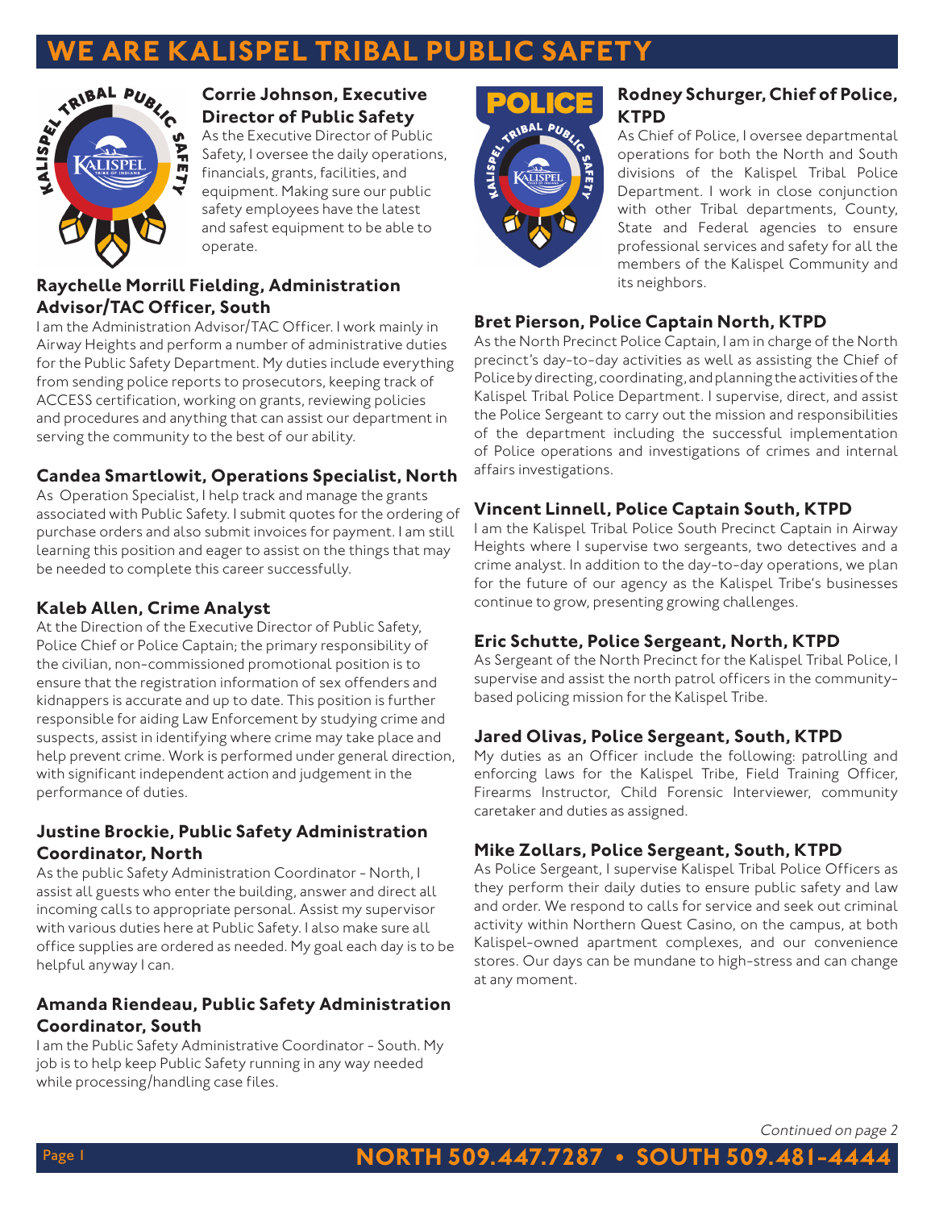# WE ARE KALISPEL TRIBAL PUBLIC SAFETY

### Corrie Johnson, Executive Director of Public Safety

As the Executive Director of Public Safety, I oversee the daily operations, financials, grants, facilities, and equipment. Making sure our public safety employees have the latest and safest equipment to be able to operate.

### Raychelle Morrill Fielding, Administration Advisor/TAC Officer, South

I am the Administration Advisor/TAC Officer. I work mainly in Airway Heights and perform a number of administrative duties for the Public Safety Department. My duties include everything from sending police reports to prosecutors, keeping track of ACCESS certification, working on grants, reviewing policies and procedures and anything that can assist our department in serving the community to the best of our ability.

### Candea Smartlowit, Operations Specialist, North

As Operation Specialist, I help track and manage the grants associated with Public Safety. I submit quotes for the ordering of purchase orders and also submit invoices for payment. I am still learning this position and eager to assist on the things that may be needed to complete this career successfully.

### Kaleb Allen, Crime Analyst

At the Direction of the Executive Director of Public Safety, Police Chief or Police Captain; the primary responsibility of the civilian, non-commissioned promotional position is to ensure that the registration information of sex offenders and kidnappers is accurate and up to date. This position is further responsible for aiding Law Enforcement by studying crime and suspects, assist in identifying where crime may take place and help prevent crime. Work is performed under general direction, with significant independent action and judgement in the performance of duties.

### Justine Brockie, Public Safety Administration Coordinator, North

As the public Safety Administration Coordinator - North, I assist all guests who enter the building, answer and direct all incoming calls to appropriate personal. Assist my supervisor with various duties here at Public Safety. I also make sure all office supplies are ordered as needed. My goal each day is to be helpful anyway I can.

### Amanda Riendeau, Public Safety Administration Coordinator, South

I am the Public Safety Administrative Coordinator - South. My job is to help keep Public Safety running in any way needed while processing/handling case files.

### Rodney Schurger, Chief of Police, KTPD

As Chief of Police, I oversee departmental operations for both the North and South divisions of the Kalispel Tribal Police Department. I work in close conjunction with other Tribal departments, County, State and Federal agencies to ensure professional services and safety for all the members of the Kalispel Community and its neighbors.

### Bret Pierson, Police Captain North, KTPD

As the North Precinct Police Captain, I am in charge of the North precinct's day-to-day activities as well as assisting the Chief of Police by directing, coordinating, and planning the activities of the Kalispel Tribal Police Department. I supervise, direct, and assist the Police Sergeant to carry out the mission and responsibilities of the department including the successful implementation of Police operations and investigations of crimes and internal affairs investigations.

### Vincent Linnell, Police Captain South, KTPD

I am the Kalispel Tribal Police South Precinct Captain in Airway Heights where I supervise two sergeants, two detectives and a crime analyst. In addition to the day-to-day operations, we plan for the future of our agency as the Kalispel Tribe's businesses continue to grow, presenting growing challenges.

### Eric Schutte, Police Sergeant, North, KTPD

As Sergeant of the North Precinct for the Kalispel Tribal Police, I supervise and assist the north patrol officers in the community-based policing mission for the Kalispel Tribe.

### Jared Olivas, Police Sergeant, South, KTPD

My duties as an Officer include the following: patrolling and enforcing laws for the Kalispel Tribe, Field Training Officer, Firearms Instructor, Child Forensic Interviewer, community caretaker and duties as assigned.

### Mike Zollars, Police Sergeant, South, KTPD

As Police Sergeant, I supervise Kalispel Tribal Police Officers as they perform their daily duties to ensure public safety and law and order. We respond to calls for service and seek out criminal activity within Northern Quest Casino, on the campus, at both Kalispel-owned apartment complexes, and our convenience stores. Our days can be mundane to high-stress and can change at any moment.

*Continued on page 2*

**NORTH 509.447.7287 • SOUTH 509.481-4444**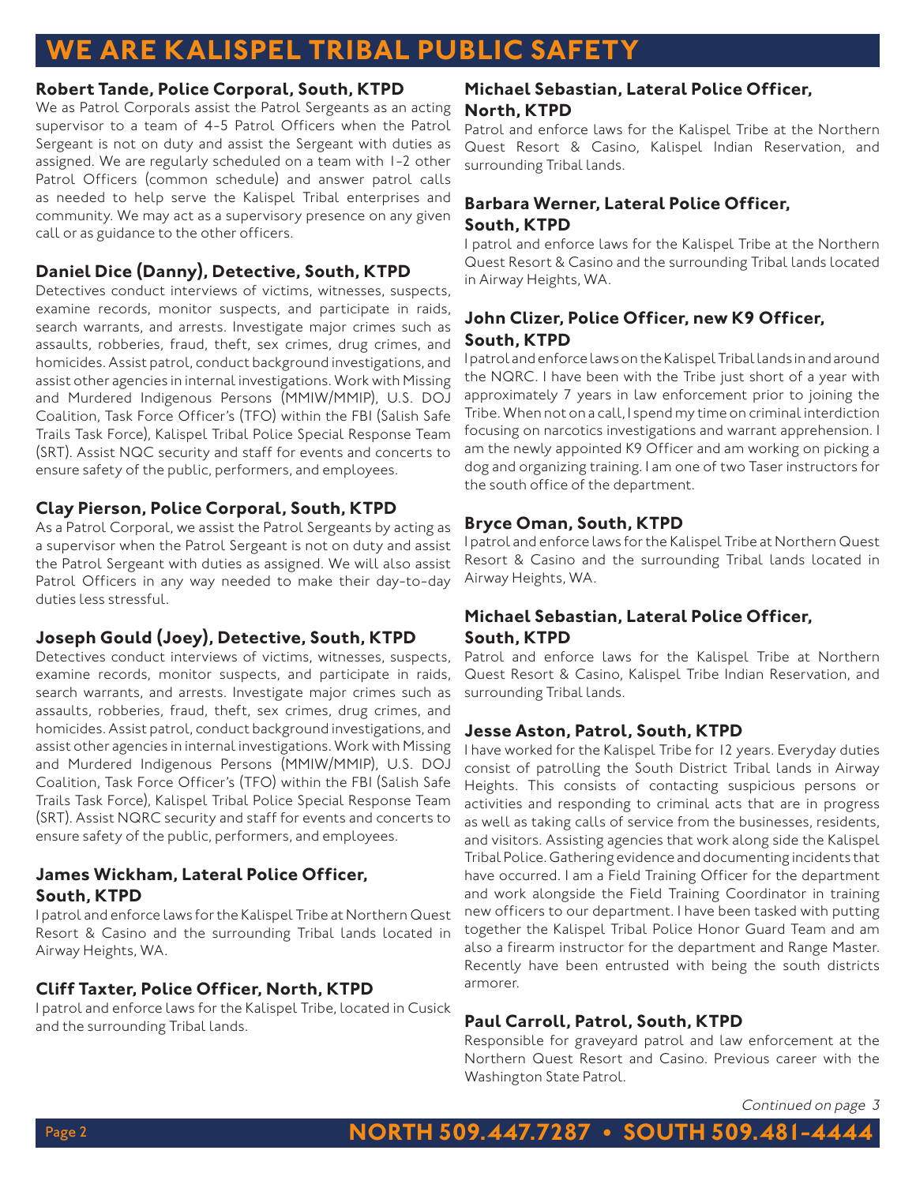# WE ARE KALISPEL TRIBAL PUBLIC SAFETY

### Robert Tande, Police Corporal, South, KTPD

We as Patrol Corporals assist the Patrol Sergeants as an acting supervisor to a team of 4-5 Patrol Officers when the Patrol Sergeant is not on duty and assist the Sergeant with duties as assigned. We are regularly scheduled on a team with 1-2 other Patrol Officers (common schedule) and answer patrol calls as needed to help serve the Kalispel Tribal enterprises and community. We may act as a supervisory presence on any given call or as guidance to the other officers.

### Daniel Dice (Danny), Detective, South, KTPD

Detectives conduct interviews of victims, witnesses, suspects, examine records, monitor suspects, and participate in raids, search warrants, and arrests. Investigate major crimes such as assaults, robberies, fraud, theft, sex crimes, drug crimes, and homicides. Assist patrol, conduct background investigations, and assist other agencies in internal investigations. Work with Missing and Murdered Indigenous Persons (MMIW/MMIP), U.S. DOJ Coalition, Task Force Officer's (TFO) within the FBI (Salish Safe Trails Task Force), Kalispel Tribal Police Special Response Team (SRT). Assist NQC security and staff for events and concerts to ensure safety of the public, performers, and employees.

### Clay Pierson, Police Corporal, South, KTPD

As a Patrol Corporal, we assist the Patrol Sergeants by acting as a supervisor when the Patrol Sergeant is not on duty and assist the Patrol Sergeant with duties as assigned. We will also assist Patrol Officers in any way needed to make their day-to-day duties less stressful.

### Joseph Gould (Joey), Detective, South, KTPD

Detectives conduct interviews of victims, witnesses, suspects, examine records, monitor suspects, and participate in raids, search warrants, and arrests. Investigate major crimes such as assaults, robberies, fraud, theft, sex crimes, drug crimes, and homicides. Assist patrol, conduct background investigations, and assist other agencies in internal investigations. Work with Missing and Murdered Indigenous Persons (MMIW/MMIP), U.S. DOJ Coalition, Task Force Officer's (TFO) within the FBI (Salish Safe Trails Task Force), Kalispel Tribal Police Special Response Team (SRT). Assist NQRC security and staff for events and concerts to ensure safety of the public, performers, and employees.

### James Wickham, Lateral Police Officer, South, KTPD

I patrol and enforce laws for the Kalispel Tribe at Northern Quest Resort & Casino and the surrounding Tribal lands located in Airway Heights, WA.

### Cliff Taxter, Police Officer, North, KTPD

I patrol and enforce laws for the Kalispel Tribe, located in Cusick and the surrounding Tribal lands.

### Michael Sebastian, Lateral Police Officer, North, KTPD

Patrol and enforce laws for the Kalispel Tribe at the Northern Quest Resort & Casino, Kalispel Indian Reservation, and surrounding Tribal lands.

### Barbara Werner, Lateral Police Officer, South, KTPD

I patrol and enforce laws for the Kalispel Tribe at the Northern Quest Resort & Casino and the surrounding Tribal lands located in Airway Heights, WA.

### John Clizer, Police Officer, new K9 Officer, South, KTPD

I patrol and enforce laws on the Kalispel Tribal lands in and around the NQRC. I have been with the Tribe just short of a year with approximately 7 years in law enforcement prior to joining the Tribe. When not on a call, I spend my time on criminal interdiction focusing on narcotics investigations and warrant apprehension. I am the newly appointed K9 Officer and am working on picking a dog and organizing training. I am one of two Taser instructors for the south office of the department.

### Bryce Oman, South, KTPD

I patrol and enforce laws for the Kalispel Tribe at Northern Quest Resort & Casino and the surrounding Tribal lands located in Airway Heights, WA.

### Michael Sebastian, Lateral Police Officer, South, KTPD

Patrol and enforce laws for the Kalispel Tribe at Northern Quest Resort & Casino, Kalispel Tribe Indian Reservation, and surrounding Tribal lands.

### Jesse Aston, Patrol, South, KTPD

I have worked for the Kalispel Tribe for 12 years. Everyday duties consist of patrolling the South District Tribal lands in Airway Heights. This consists of contacting suspicious persons or activities and responding to criminal acts that are in progress as well as taking calls of service from the businesses, residents, and visitors. Assisting agencies that work along side the Kalispel Tribal Police. Gathering evidence and documenting incidents that have occurred. I am a Field Training Officer for the department and work alongside the Field Training Coordinator in training new officers to our department. I have been tasked with putting together the Kalispel Tribal Police Honor Guard Team and am also a firearm instructor for the department and Range Master. Recently have been entrusted with being the south districts armorer.

### Paul Carroll, Patrol, South, KTPD

Responsible for graveyard patrol and law enforcement at the Northern Quest Resort and Casino. Previous career with the Washington State Patrol.

*Continued on page 3*

**NORTH 509.447.7287 • SOUTH 509.481-4444**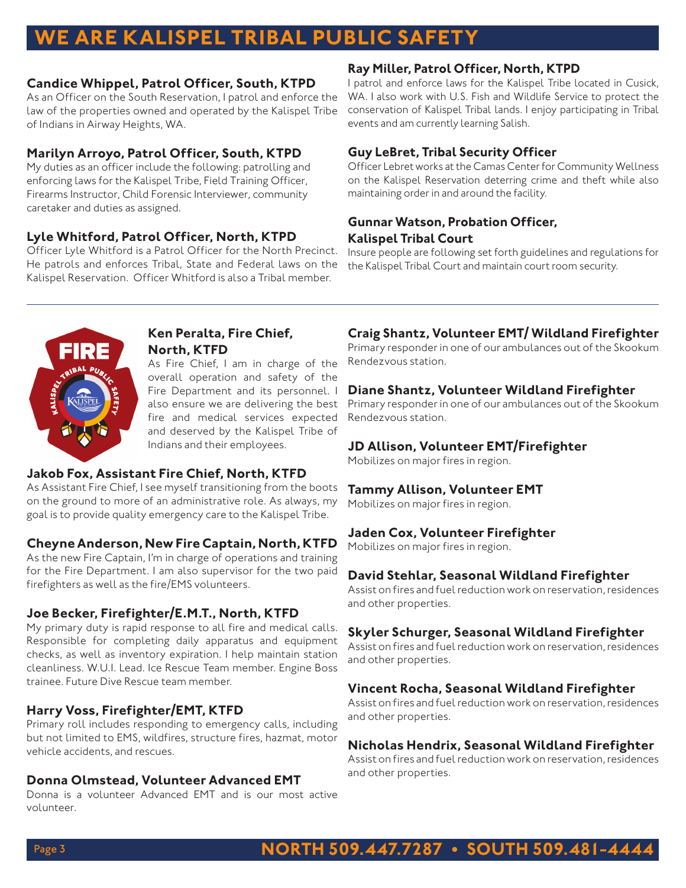# WE ARE KALISPEL TRIBAL PUBLIC SAFETY

### Candice Whippel, Patrol Officer, South, KTPD

As an Officer on the South Reservation, I patrol and enforce the law of the properties owned and operated by the Kalispel Tribe of Indians in Airway Heights, WA.

### Marilyn Arroyo, Patrol Officer, South, KTPD

My duties as an officer include the following: patrolling and enforcing laws for the Kalispel Tribe, Field Training Officer, Firearms Instructor, Child Forensic Interviewer, community caretaker and duties as assigned.

### Lyle Whitford, Patrol Officer, North, KTPD

Officer Lyle Whitford is a Patrol Officer for the North Precinct. He patrols and enforces Tribal, State and Federal laws on the Kalispel Reservation. Officer Whitford is also a Tribal member.

### Ray Miller, Patrol Officer, North, KTPD

I patrol and enforce laws for the Kalispel Tribe located in Cusick, WA. I also work with U.S. Fish and Wildlife Service to protect the conservation of Kalispel Tribal lands. I enjoy participating in Tribal events and am currently learning Salish.

### Guy LeBret, Tribal Security Officer

Officer Lebret works at the Camas Center for Community Wellness on the Kalispel Reservation deterring crime and theft while also maintaining order in and around the facility.

### Gunnar Watson, Probation Officer, Kalispel Tribal Court

Insure people are following set forth guidelines and regulations for the Kalispel Tribal Court and maintain court room security.

---

### Ken Peralta, Fire Chief, North, KTFD

As Fire Chief, I am in charge of the overall operation and safety of the Fire Department and its personnel. I also ensure we are delivering the best fire and medical services expected and deserved by the Kalispel Tribe of Indians and their employees.

### Jakob Fox, Assistant Fire Chief, North, KTFD

As Assistant Fire Chief, I see myself transitioning from the boots on the ground to more of an administrative role. As always, my goal is to provide quality emergency care to the Kalispel Tribe.

### Cheyne Anderson, New Fire Captain, North, KTFD

As the new Fire Captain, I'm in charge of operations and training for the Fire Department. I am also supervisor for the two paid firefighters as well as the fire/EMS volunteers.

### Joe Becker, Firefighter/E.M.T., North, KTFD

My primary duty is rapid response to all fire and medical calls. Responsible for completing daily apparatus and equipment checks, as well as inventory expiration. I help maintain station cleanliness. W.U.I. Lead. Ice Rescue Team member. Engine Boss trainee. Future Dive Rescue team member.

### Harry Voss, Firefighter/EMT, KTFD

Primary roll includes responding to emergency calls, including but not limited to EMS, wildfires, structure fires, hazmat, motor vehicle accidents, and rescues.

### Donna Olmstead, Volunteer Advanced EMT

Donna is a volunteer Advanced EMT and is our most active volunteer.

### Craig Shantz, Volunteer EMT/ Wildland Firefighter

Primary responder in one of our ambulances out of the Skookum Rendezvous station.

### Diane Shantz, Volunteer Wildland Firefighter

Primary responder in one of our ambulances out of the Skookum Rendezvous station.

### JD Allison, Volunteer EMT/Firefighter

Mobilizes on major fires in region.

### Tammy Allison, Volunteer EMT

Mobilizes on major fires in region.

### Jaden Cox, Volunteer Firefighter

Mobilizes on major fires in region.

### David Stehlar, Seasonal Wildland Firefighter

Assist on fires and fuel reduction work on reservation, residences and other properties.

### Skyler Schurger, Seasonal Wildland Firefighter

Assist on fires and fuel reduction work on reservation, residences and other properties.

### Vincent Rocha, Seasonal Wildland Firefighter

Assist on fires and fuel reduction work on reservation, residences and other properties.

### Nicholas Hendrix, Seasonal Wildland Firefighter

Assist on fires and fuel reduction work on reservation, residences and other properties.

**NORTH 509.447.7287 • SOUTH 509.481-4444**